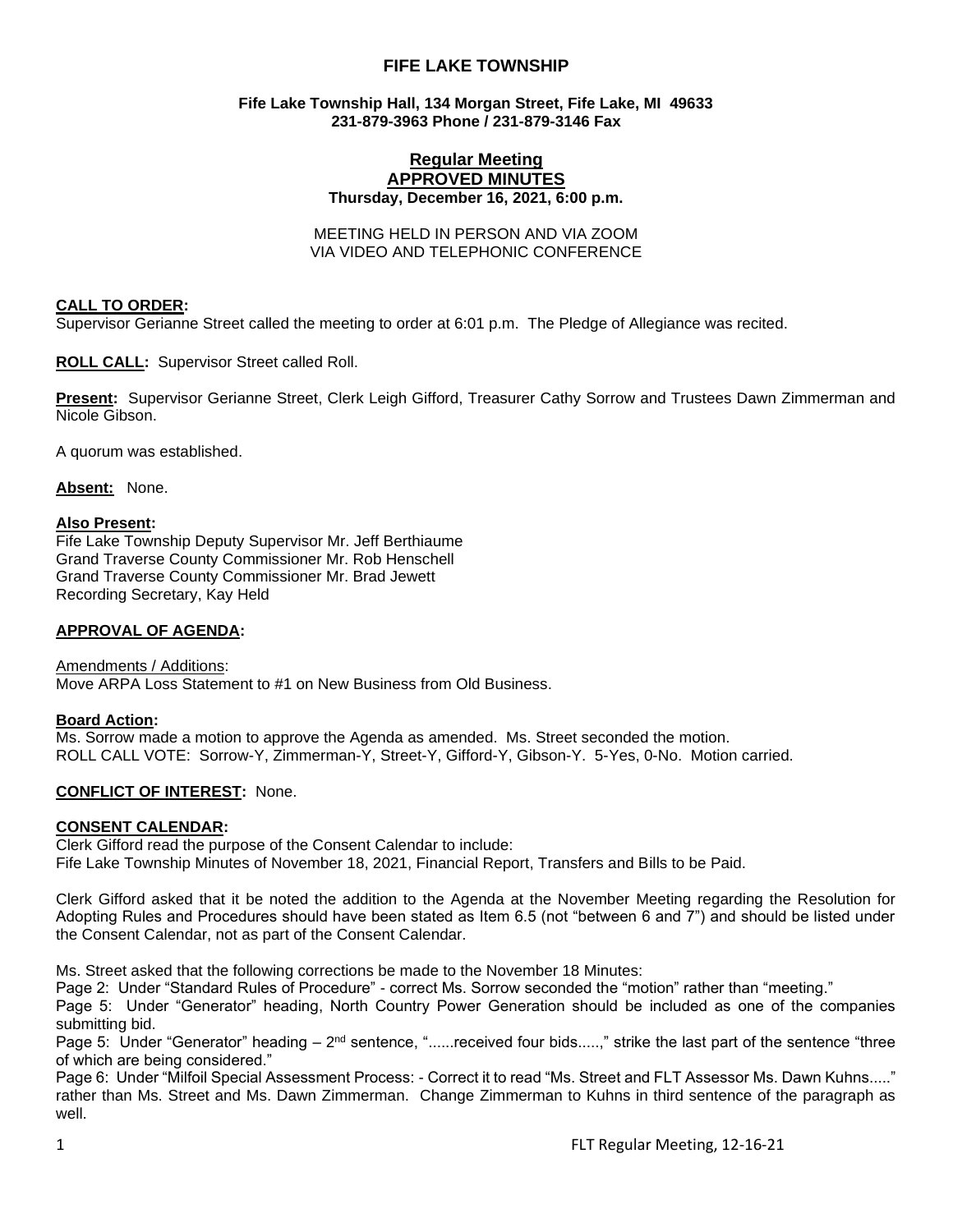# FIFE LAKE TOWNSHIP

**Fife Lake Township Hall, 134 Morgan Street, Fife Lake, MI 49633**
**231-879-3963 Phone / 231-879-3146 Fax**

## Regular Meeting
## APPROVED MINUTES
**Thursday, December 16, 2021, 6:00 p.m.**

MEETING HELD IN PERSON AND VIA ZOOM
VIA VIDEO AND TELEPHONIC CONFERENCE

**CALL TO ORDER:**
Supervisor Gerianne Street called the meeting to order at 6:01 p.m. The Pledge of Allegiance was recited.

**ROLL CALL:** Supervisor Street called Roll.

**Present:** Supervisor Gerianne Street, Clerk Leigh Gifford, Treasurer Cathy Sorrow and Trustees Dawn Zimmerman and Nicole Gibson.

A quorum was established.

**Absent:** None.

**Also Present:**
Fife Lake Township Deputy Supervisor Mr. Jeff Berthiaume
Grand Traverse County Commissioner Mr. Rob Henschell
Grand Traverse County Commissioner Mr. Brad Jewett
Recording Secretary, Kay Held

**APPROVAL OF AGENDA:**

Amendments / Additions:
Move ARPA Loss Statement to #1 on New Business from Old Business.

**Board Action:**
Ms. Sorrow made a motion to approve the Agenda as amended. Ms. Street seconded the motion.
ROLL CALL VOTE: Sorrow-Y, Zimmerman-Y, Street-Y, Gifford-Y, Gibson-Y. 5-Yes, 0-No. Motion carried.

**CONFLICT OF INTEREST:** None.

**CONSENT CALENDAR:**
Clerk Gifford read the purpose of the Consent Calendar to include:
Fife Lake Township Minutes of November 18, 2021, Financial Report, Transfers and Bills to be Paid.

Clerk Gifford asked that it be noted the addition to the Agenda at the November Meeting regarding the Resolution for Adopting Rules and Procedures should have been stated as Item 6.5 (not "between 6 and 7") and should be listed under the Consent Calendar, not as part of the Consent Calendar.

Ms. Street asked that the following corrections be made to the November 18 Minutes:
Page 2: Under "Standard Rules of Procedure" - correct Ms. Sorrow seconded the "motion" rather than "meeting."
Page 5: Under "Generator" heading, North Country Power Generation should be included as one of the companies submitting bid.
Page 5: Under "Generator" heading – 2nd sentence, "......received four bids.....," strike the last part of the sentence "three of which are being considered."
Page 6: Under "Milfoil Special Assessment Process: - Correct it to read "Ms. Street and FLT Assessor Ms. Dawn Kuhns....." rather than Ms. Street and Ms. Dawn Zimmerman. Change Zimmerman to Kuhns in third sentence of the paragraph as well.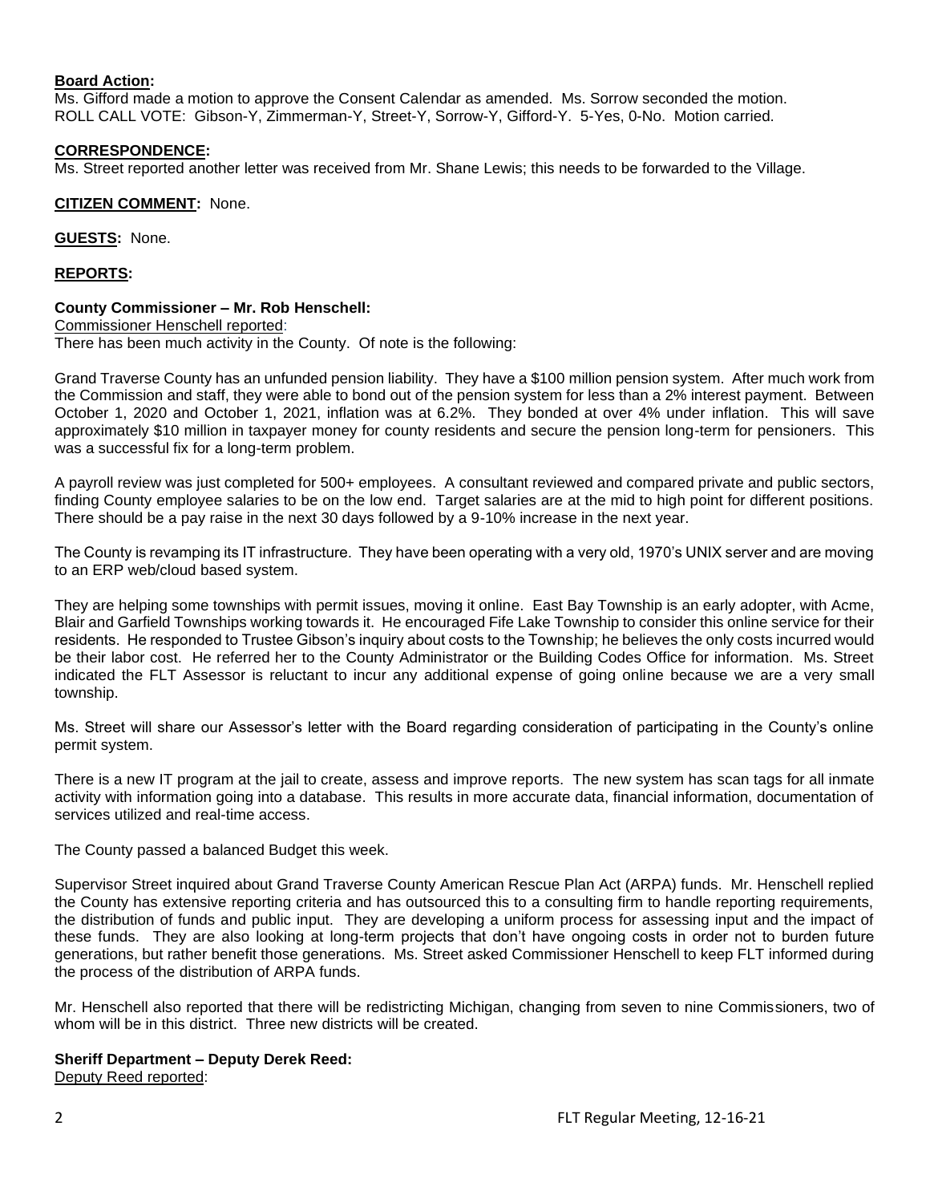**Board Action:**
Ms. Gifford made a motion to approve the Consent Calendar as amended. Ms. Sorrow seconded the motion.
ROLL CALL VOTE: Gibson-Y, Zimmerman-Y, Street-Y, Sorrow-Y, Gifford-Y. 5-Yes, 0-No. Motion carried.

**CORRESPONDENCE:**
Ms. Street reported another letter was received from Mr. Shane Lewis; this needs to be forwarded to the Village.

**CITIZEN COMMENT:** None.

**GUESTS:** None.

**REPORTS:**

**County Commissioner – Mr. Rob Henschell:**
Commissioner Henschell reported:
There has been much activity in the County. Of note is the following:

Grand Traverse County has an unfunded pension liability. They have a $100 million pension system. After much work from the Commission and staff, they were able to bond out of the pension system for less than a 2% interest payment. Between October 1, 2020 and October 1, 2021, inflation was at 6.2%. They bonded at over 4% under inflation. This will save approximately $10 million in taxpayer money for county residents and secure the pension long-term for pensioners. This was a successful fix for a long-term problem.

A payroll review was just completed for 500+ employees. A consultant reviewed and compared private and public sectors, finding County employee salaries to be on the low end. Target salaries are at the mid to high point for different positions. There should be a pay raise in the next 30 days followed by a 9-10% increase in the next year.

The County is revamping its IT infrastructure. They have been operating with a very old, 1970's UNIX server and are moving to an ERP web/cloud based system.

They are helping some townships with permit issues, moving it online. East Bay Township is an early adopter, with Acme, Blair and Garfield Townships working towards it. He encouraged Fife Lake Township to consider this online service for their residents. He responded to Trustee Gibson's inquiry about costs to the Township; he believes the only costs incurred would be their labor cost. He referred her to the County Administrator or the Building Codes Office for information. Ms. Street indicated the FLT Assessor is reluctant to incur any additional expense of going online because we are a very small township.

Ms. Street will share our Assessor's letter with the Board regarding consideration of participating in the County's online permit system.

There is a new IT program at the jail to create, assess and improve reports. The new system has scan tags for all inmate activity with information going into a database. This results in more accurate data, financial information, documentation of services utilized and real-time access.

The County passed a balanced Budget this week.

Supervisor Street inquired about Grand Traverse County American Rescue Plan Act (ARPA) funds. Mr. Henschell replied the County has extensive reporting criteria and has outsourced this to a consulting firm to handle reporting requirements, the distribution of funds and public input. They are developing a uniform process for assessing input and the impact of these funds. They are also looking at long-term projects that don't have ongoing costs in order not to burden future generations, but rather benefit those generations. Ms. Street asked Commissioner Henschell to keep FLT informed during the process of the distribution of ARPA funds.

Mr. Henschell also reported that there will be redistricting Michigan, changing from seven to nine Commissioners, two of whom will be in this district. Three new districts will be created.

**Sheriff Department – Deputy Derek Reed:**
Deputy Reed reported: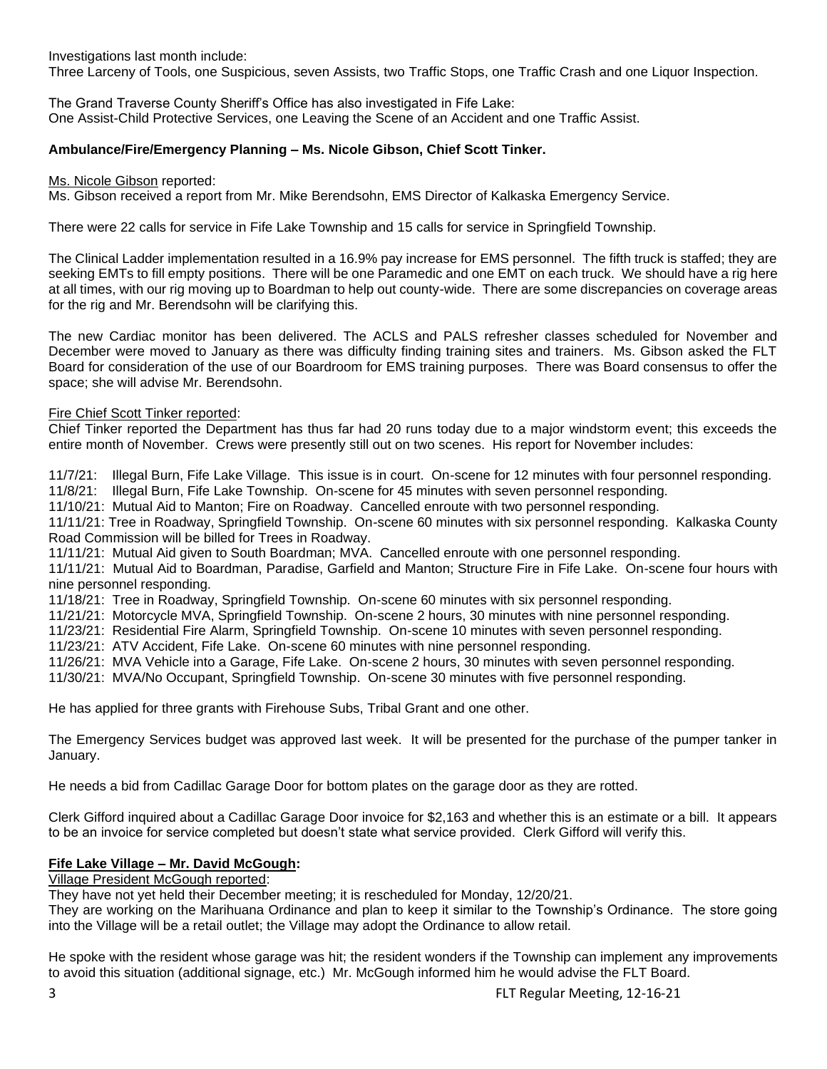Investigations last month include:
Three Larceny of Tools, one Suspicious, seven Assists, two Traffic Stops, one Traffic Crash and one Liquor Inspection.

The Grand Traverse County Sheriff's Office has also investigated in Fife Lake:
One Assist-Child Protective Services, one Leaving the Scene of an Accident and one Traffic Assist.

**Ambulance/Fire/Emergency Planning – Ms. Nicole Gibson, Chief Scott Tinker.**

Ms. Nicole Gibson reported:
Ms. Gibson received a report from Mr. Mike Berendsohn, EMS Director of Kalkaska Emergency Service.

There were 22 calls for service in Fife Lake Township and 15 calls for service in Springfield Township.

The Clinical Ladder implementation resulted in a 16.9% pay increase for EMS personnel. The fifth truck is staffed; they are seeking EMTs to fill empty positions. There will be one Paramedic and one EMT on each truck. We should have a rig here at all times, with our rig moving up to Boardman to help out county-wide. There are some discrepancies on coverage areas for the rig and Mr. Berendsohn will be clarifying this.

The new Cardiac monitor has been delivered. The ACLS and PALS refresher classes scheduled for November and December were moved to January as there was difficulty finding training sites and trainers. Ms. Gibson asked the FLT Board for consideration of the use of our Boardroom for EMS training purposes. There was Board consensus to offer the space; she will advise Mr. Berendsohn.

Fire Chief Scott Tinker reported:
Chief Tinker reported the Department has thus far had 20 runs today due to a major windstorm event; this exceeds the entire month of November. Crews were presently still out on two scenes. His report for November includes:

11/7/21: Illegal Burn, Fife Lake Village. This issue is in court. On-scene for 12 minutes with four personnel responding.
11/8/21: Illegal Burn, Fife Lake Township. On-scene for 45 minutes with seven personnel responding.
11/10/21: Mutual Aid to Manton; Fire on Roadway. Cancelled enroute with two personnel responding.
11/11/21: Tree in Roadway, Springfield Township. On-scene 60 minutes with six personnel responding. Kalkaska County Road Commission will be billed for Trees in Roadway.
11/11/21: Mutual Aid given to South Boardman; MVA. Cancelled enroute with one personnel responding.
11/11/21: Mutual Aid to Boardman, Paradise, Garfield and Manton; Structure Fire in Fife Lake. On-scene four hours with nine personnel responding.
11/18/21: Tree in Roadway, Springfield Township. On-scene 60 minutes with six personnel responding.
11/21/21: Motorcycle MVA, Springfield Township. On-scene 2 hours, 30 minutes with nine personnel responding.
11/23/21: Residential Fire Alarm, Springfield Township. On-scene 10 minutes with seven personnel responding.
11/23/21: ATV Accident, Fife Lake. On-scene 60 minutes with nine personnel responding.
11/26/21: MVA Vehicle into a Garage, Fife Lake. On-scene 2 hours, 30 minutes with seven personnel responding.
11/30/21: MVA/No Occupant, Springfield Township. On-scene 30 minutes with five personnel responding.

He has applied for three grants with Firehouse Subs, Tribal Grant and one other.

The Emergency Services budget was approved last week. It will be presented for the purchase of the pumper tanker in January.

He needs a bid from Cadillac Garage Door for bottom plates on the garage door as they are rotted.

Clerk Gifford inquired about a Cadillac Garage Door invoice for $2,163 and whether this is an estimate or a bill. It appears to be an invoice for service completed but doesn't state what service provided. Clerk Gifford will verify this.

**Fife Lake Village – Mr. David McGough:**

Village President McGough reported:
They have not yet held their December meeting; it is rescheduled for Monday, 12/20/21.
They are working on the Marihuana Ordinance and plan to keep it similar to the Township's Ordinance. The store going into the Village will be a retail outlet; the Village may adopt the Ordinance to allow retail.

He spoke with the resident whose garage was hit; the resident wonders if the Township can implement any improvements to avoid this situation (additional signage, etc.) Mr. McGough informed him he would advise the FLT Board.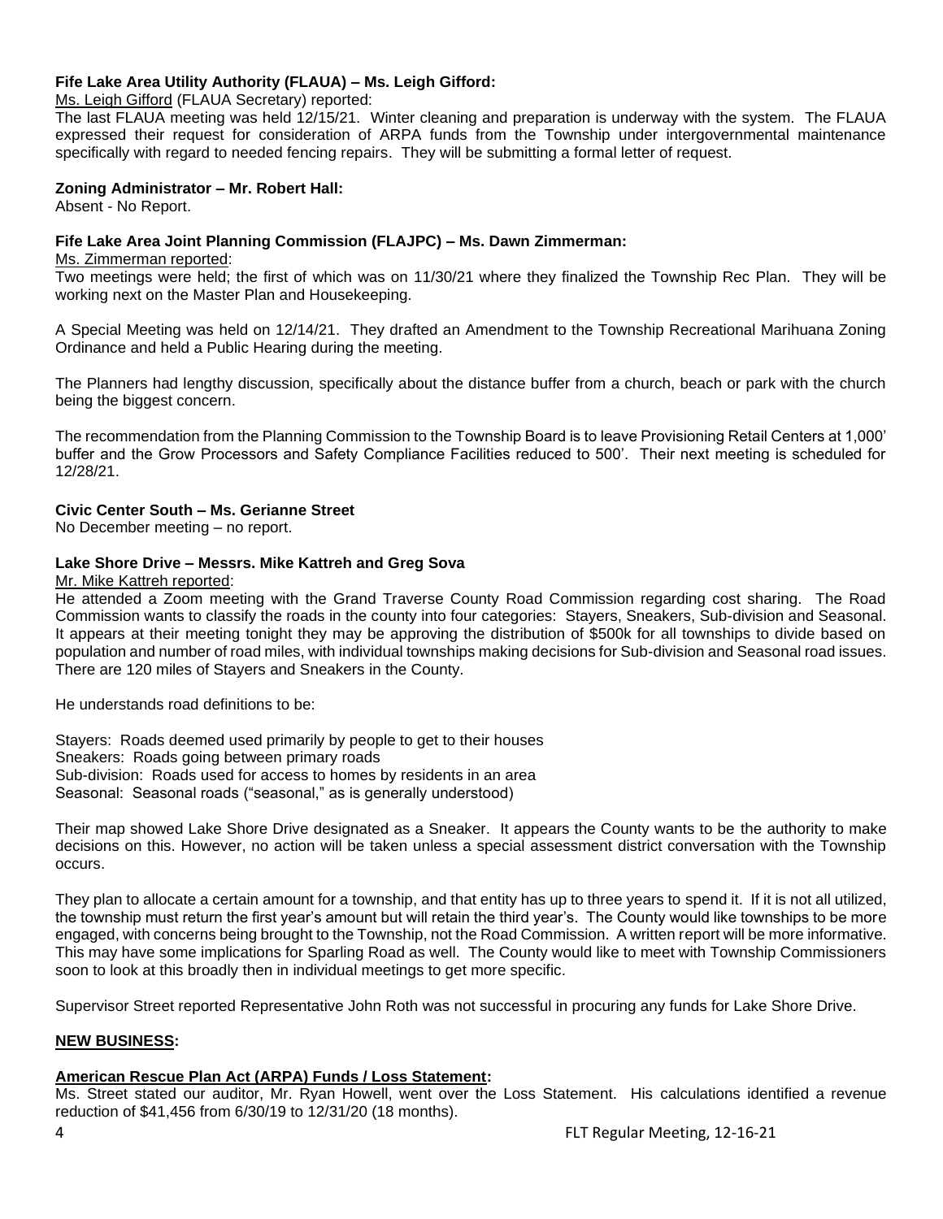**Fife Lake Area Utility Authority (FLAUA) – Ms. Leigh Gifford:**

Ms. Leigh Gifford (FLAUA Secretary) reported:

The last FLAUA meeting was held 12/15/21. Winter cleaning and preparation is underway with the system. The FLAUA expressed their request for consideration of ARPA funds from the Township under intergovernmental maintenance specifically with regard to needed fencing repairs. They will be submitting a formal letter of request.

**Zoning Administrator – Mr. Robert Hall:**

Absent - No Report.

**Fife Lake Area Joint Planning Commission (FLAJPC) – Ms. Dawn Zimmerman:**

Ms. Zimmerman reported:

Two meetings were held; the first of which was on 11/30/21 where they finalized the Township Rec Plan. They will be working next on the Master Plan and Housekeeping.

A Special Meeting was held on 12/14/21. They drafted an Amendment to the Township Recreational Marihuana Zoning Ordinance and held a Public Hearing during the meeting.

The Planners had lengthy discussion, specifically about the distance buffer from a church, beach or park with the church being the biggest concern.

The recommendation from the Planning Commission to the Township Board is to leave Provisioning Retail Centers at 1,000' buffer and the Grow Processors and Safety Compliance Facilities reduced to 500'. Their next meeting is scheduled for 12/28/21.

**Civic Center South – Ms. Gerianne Street**

No December meeting – no report.

**Lake Shore Drive – Messrs. Mike Kattreh and Greg Sova**

Mr. Mike Kattreh reported:

He attended a Zoom meeting with the Grand Traverse County Road Commission regarding cost sharing. The Road Commission wants to classify the roads in the county into four categories: Stayers, Sneakers, Sub-division and Seasonal. It appears at their meeting tonight they may be approving the distribution of $500k for all townships to divide based on population and number of road miles, with individual townships making decisions for Sub-division and Seasonal road issues. There are 120 miles of Stayers and Sneakers in the County.

He understands road definitions to be:

Stayers: Roads deemed used primarily by people to get to their houses
Sneakers: Roads going between primary roads
Sub-division: Roads used for access to homes by residents in an area
Seasonal: Seasonal roads ("seasonal," as is generally understood)

Their map showed Lake Shore Drive designated as a Sneaker. It appears the County wants to be the authority to make decisions on this. However, no action will be taken unless a special assessment district conversation with the Township occurs.

They plan to allocate a certain amount for a township, and that entity has up to three years to spend it. If it is not all utilized, the township must return the first year's amount but will retain the third year's. The County would like townships to be more engaged, with concerns being brought to the Township, not the Road Commission. A written report will be more informative. This may have some implications for Sparling Road as well. The County would like to meet with Township Commissioners soon to look at this broadly then in individual meetings to get more specific.

Supervisor Street reported Representative John Roth was not successful in procuring any funds for Lake Shore Drive.

## NEW BUSINESS:

**American Rescue Plan Act (ARPA) Funds / Loss Statement:**

Ms. Street stated our auditor, Mr. Ryan Howell, went over the Loss Statement. His calculations identified a revenue reduction of $41,456 from 6/30/19 to 12/31/20 (18 months).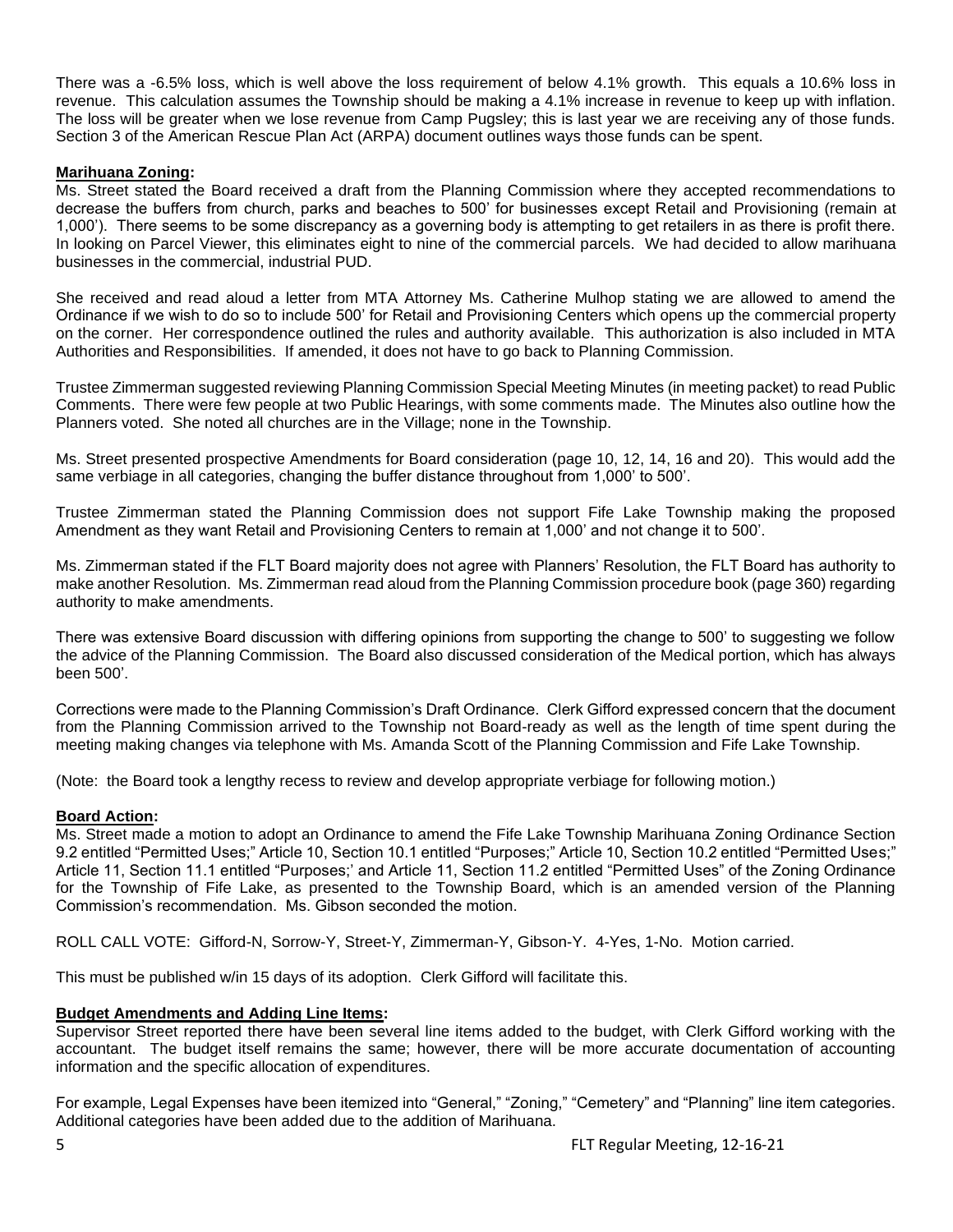There was a -6.5% loss, which is well above the loss requirement of below 4.1% growth. This equals a 10.6% loss in revenue. This calculation assumes the Township should be making a 4.1% increase in revenue to keep up with inflation. The loss will be greater when we lose revenue from Camp Pugsley; this is last year we are receiving any of those funds. Section 3 of the American Rescue Plan Act (ARPA) document outlines ways those funds can be spent.

**Marihuana Zoning:**
Ms. Street stated the Board received a draft from the Planning Commission where they accepted recommendations to decrease the buffers from church, parks and beaches to 500' for businesses except Retail and Provisioning (remain at 1,000'). There seems to be some discrepancy as a governing body is attempting to get retailers in as there is profit there. In looking on Parcel Viewer, this eliminates eight to nine of the commercial parcels. We had decided to allow marihuana businesses in the commercial, industrial PUD.

She received and read aloud a letter from MTA Attorney Ms. Catherine Mulhop stating we are allowed to amend the Ordinance if we wish to do so to include 500' for Retail and Provisioning Centers which opens up the commercial property on the corner. Her correspondence outlined the rules and authority available. This authorization is also included in MTA Authorities and Responsibilities. If amended, it does not have to go back to Planning Commission.

Trustee Zimmerman suggested reviewing Planning Commission Special Meeting Minutes (in meeting packet) to read Public Comments. There were few people at two Public Hearings, with some comments made. The Minutes also outline how the Planners voted. She noted all churches are in the Village; none in the Township.

Ms. Street presented prospective Amendments for Board consideration (page 10, 12, 14, 16 and 20). This would add the same verbiage in all categories, changing the buffer distance throughout from 1,000' to 500'.

Trustee Zimmerman stated the Planning Commission does not support Fife Lake Township making the proposed Amendment as they want Retail and Provisioning Centers to remain at 1,000' and not change it to 500'.

Ms. Zimmerman stated if the FLT Board majority does not agree with Planners' Resolution, the FLT Board has authority to make another Resolution. Ms. Zimmerman read aloud from the Planning Commission procedure book (page 360) regarding authority to make amendments.

There was extensive Board discussion with differing opinions from supporting the change to 500' to suggesting we follow the advice of the Planning Commission. The Board also discussed consideration of the Medical portion, which has always been 500'.

Corrections were made to the Planning Commission's Draft Ordinance. Clerk Gifford expressed concern that the document from the Planning Commission arrived to the Township not Board-ready as well as the length of time spent during the meeting making changes via telephone with Ms. Amanda Scott of the Planning Commission and Fife Lake Township.

(Note: the Board took a lengthy recess to review and develop appropriate verbiage for following motion.)

**Board Action:**
Ms. Street made a motion to adopt an Ordinance to amend the Fife Lake Township Marihuana Zoning Ordinance Section 9.2 entitled "Permitted Uses;" Article 10, Section 10.1 entitled "Purposes;" Article 10, Section 10.2 entitled "Permitted Uses;" Article 11, Section 11.1 entitled "Purposes;' and Article 11, Section 11.2 entitled "Permitted Uses" of the Zoning Ordinance for the Township of Fife Lake, as presented to the Township Board, which is an amended version of the Planning Commission's recommendation. Ms. Gibson seconded the motion.

ROLL CALL VOTE: Gifford-N, Sorrow-Y, Street-Y, Zimmerman-Y, Gibson-Y. 4-Yes, 1-No. Motion carried.

This must be published w/in 15 days of its adoption. Clerk Gifford will facilitate this.

**Budget Amendments and Adding Line Items:**
Supervisor Street reported there have been several line items added to the budget, with Clerk Gifford working with the accountant. The budget itself remains the same; however, there will be more accurate documentation of accounting information and the specific allocation of expenditures.

For example, Legal Expenses have been itemized into "General," "Zoning," "Cemetery" and "Planning" line item categories. Additional categories have been added due to the addition of Marihuana.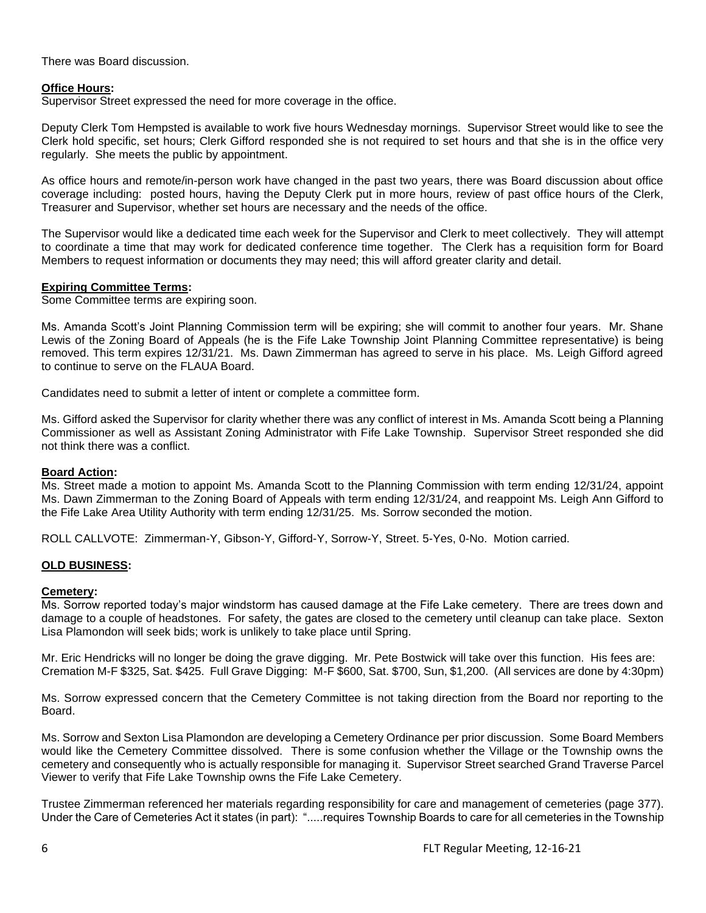There was Board discussion.

**Office Hours:**
Supervisor Street expressed the need for more coverage in the office.

Deputy Clerk Tom Hempsted is available to work five hours Wednesday mornings. Supervisor Street would like to see the Clerk hold specific, set hours; Clerk Gifford responded she is not required to set hours and that she is in the office very regularly. She meets the public by appointment.

As office hours and remote/in-person work have changed in the past two years, there was Board discussion about office coverage including: posted hours, having the Deputy Clerk put in more hours, review of past office hours of the Clerk, Treasurer and Supervisor, whether set hours are necessary and the needs of the office.

The Supervisor would like a dedicated time each week for the Supervisor and Clerk to meet collectively. They will attempt to coordinate a time that may work for dedicated conference time together. The Clerk has a requisition form for Board Members to request information or documents they may need; this will afford greater clarity and detail.

**Expiring Committee Terms:**
Some Committee terms are expiring soon.

Ms. Amanda Scott's Joint Planning Commission term will be expiring; she will commit to another four years. Mr. Shane Lewis of the Zoning Board of Appeals (he is the Fife Lake Township Joint Planning Committee representative) is being removed. This term expires 12/31/21. Ms. Dawn Zimmerman has agreed to serve in his place. Ms. Leigh Gifford agreed to continue to serve on the FLAUA Board.

Candidates need to submit a letter of intent or complete a committee form.

Ms. Gifford asked the Supervisor for clarity whether there was any conflict of interest in Ms. Amanda Scott being a Planning Commissioner as well as Assistant Zoning Administrator with Fife Lake Township. Supervisor Street responded she did not think there was a conflict.

**Board Action:**
Ms. Street made a motion to appoint Ms. Amanda Scott to the Planning Commission with term ending 12/31/24, appoint Ms. Dawn Zimmerman to the Zoning Board of Appeals with term ending 12/31/24, and reappoint Ms. Leigh Ann Gifford to the Fife Lake Area Utility Authority with term ending 12/31/25. Ms. Sorrow seconded the motion.

ROLL CALLVOTE: Zimmerman-Y, Gibson-Y, Gifford-Y, Sorrow-Y, Street. 5-Yes, 0-No. Motion carried.

**OLD BUSINESS:**

**Cemetery:**
Ms. Sorrow reported today's major windstorm has caused damage at the Fife Lake cemetery. There are trees down and damage to a couple of headstones. For safety, the gates are closed to the cemetery until cleanup can take place. Sexton Lisa Plamondon will seek bids; work is unlikely to take place until Spring.

Mr. Eric Hendricks will no longer be doing the grave digging. Mr. Pete Bostwick will take over this function. His fees are: Cremation M-F $325, Sat. $425. Full Grave Digging: M-F $600, Sat. $700, Sun, $1,200. (All services are done by 4:30pm)

Ms. Sorrow expressed concern that the Cemetery Committee is not taking direction from the Board nor reporting to the Board.

Ms. Sorrow and Sexton Lisa Plamondon are developing a Cemetery Ordinance per prior discussion. Some Board Members would like the Cemetery Committee dissolved. There is some confusion whether the Village or the Township owns the cemetery and consequently who is actually responsible for managing it. Supervisor Street searched Grand Traverse Parcel Viewer to verify that Fife Lake Township owns the Fife Lake Cemetery.

Trustee Zimmerman referenced her materials regarding responsibility for care and management of cemeteries (page 377). Under the Care of Cemeteries Act it states (in part): ".....requires Township Boards to care for all cemeteries in the Township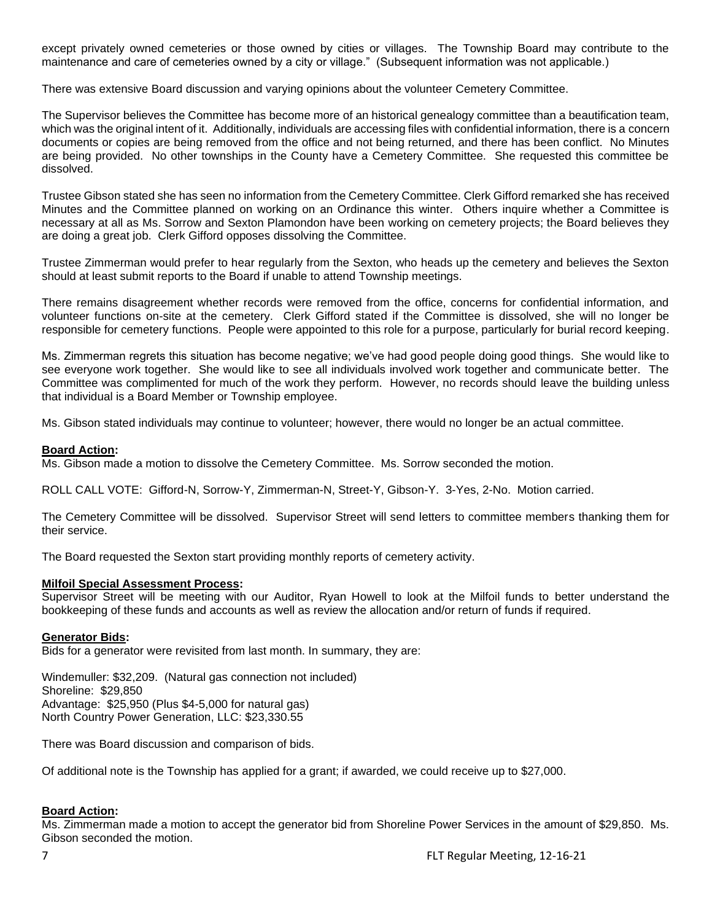except privately owned cemeteries or those owned by cities or villages. The Township Board may contribute to the maintenance and care of cemeteries owned by a city or village." (Subsequent information was not applicable.)

There was extensive Board discussion and varying opinions about the volunteer Cemetery Committee.

The Supervisor believes the Committee has become more of an historical genealogy committee than a beautification team, which was the original intent of it. Additionally, individuals are accessing files with confidential information, there is a concern documents or copies are being removed from the office and not being returned, and there has been conflict. No Minutes are being provided. No other townships in the County have a Cemetery Committee. She requested this committee be dissolved.

Trustee Gibson stated she has seen no information from the Cemetery Committee. Clerk Gifford remarked she has received Minutes and the Committee planned on working on an Ordinance this winter. Others inquire whether a Committee is necessary at all as Ms. Sorrow and Sexton Plamondon have been working on cemetery projects; the Board believes they are doing a great job. Clerk Gifford opposes dissolving the Committee.

Trustee Zimmerman would prefer to hear regularly from the Sexton, who heads up the cemetery and believes the Sexton should at least submit reports to the Board if unable to attend Township meetings.

There remains disagreement whether records were removed from the office, concerns for confidential information, and volunteer functions on-site at the cemetery. Clerk Gifford stated if the Committee is dissolved, she will no longer be responsible for cemetery functions. People were appointed to this role for a purpose, particularly for burial record keeping.

Ms. Zimmerman regrets this situation has become negative; we've had good people doing good things. She would like to see everyone work together. She would like to see all individuals involved work together and communicate better. The Committee was complimented for much of the work they perform. However, no records should leave the building unless that individual is a Board Member or Township employee.

Ms. Gibson stated individuals may continue to volunteer; however, there would no longer be an actual committee.

**Board Action:**
Ms. Gibson made a motion to dissolve the Cemetery Committee. Ms. Sorrow seconded the motion.

ROLL CALL VOTE: Gifford-N, Sorrow-Y, Zimmerman-N, Street-Y, Gibson-Y. 3-Yes, 2-No. Motion carried.

The Cemetery Committee will be dissolved. Supervisor Street will send letters to committee members thanking them for their service.

The Board requested the Sexton start providing monthly reports of cemetery activity.

**Milfoil Special Assessment Process:**
Supervisor Street will be meeting with our Auditor, Ryan Howell to look at the Milfoil funds to better understand the bookkeeping of these funds and accounts as well as review the allocation and/or return of funds if required.

**Generator Bids:**
Bids for a generator were revisited from last month. In summary, they are:

Windemuller: $32,209. (Natural gas connection not included)
Shoreline: $29,850
Advantage: $25,950 (Plus $4-5,000 for natural gas)
North Country Power Generation, LLC: $23,330.55

There was Board discussion and comparison of bids.

Of additional note is the Township has applied for a grant; if awarded, we could receive up to $27,000.

**Board Action:**
Ms. Zimmerman made a motion to accept the generator bid from Shoreline Power Services in the amount of $29,850. Ms. Gibson seconded the motion.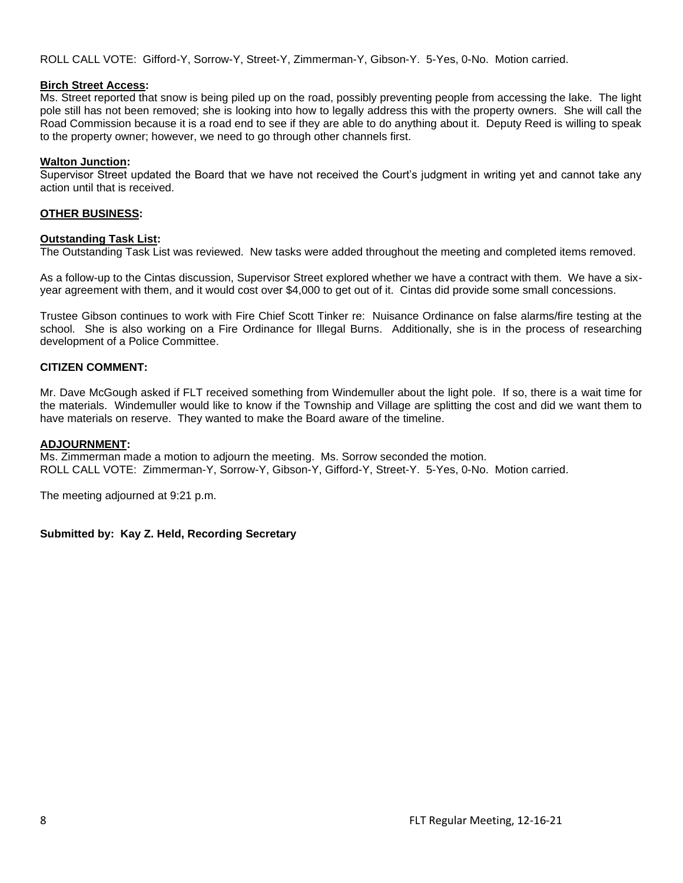ROLL CALL VOTE: Gifford-Y, Sorrow-Y, Street-Y, Zimmerman-Y, Gibson-Y. 5-Yes, 0-No. Motion carried.

**Birch Street Access:**

Ms. Street reported that snow is being piled up on the road, possibly preventing people from accessing the lake. The light pole still has not been removed; she is looking into how to legally address this with the property owners. She will call the Road Commission because it is a road end to see if they are able to do anything about it. Deputy Reed is willing to speak to the property owner; however, we need to go through other channels first.

**Walton Junction:**

Supervisor Street updated the Board that we have not received the Court's judgment in writing yet and cannot take any action until that is received.

**OTHER BUSINESS:**

**Outstanding Task List:**

The Outstanding Task List was reviewed. New tasks were added throughout the meeting and completed items removed.

As a follow-up to the Cintas discussion, Supervisor Street explored whether we have a contract with them. We have a six-year agreement with them, and it would cost over $4,000 to get out of it. Cintas did provide some small concessions.

Trustee Gibson continues to work with Fire Chief Scott Tinker re: Nuisance Ordinance on false alarms/fire testing at the school. She is also working on a Fire Ordinance for Illegal Burns. Additionally, she is in the process of researching development of a Police Committee.

**CITIZEN COMMENT:**

Mr. Dave McGough asked if FLT received something from Windemuller about the light pole. If so, there is a wait time for the materials. Windemuller would like to know if the Township and Village are splitting the cost and did we want them to have materials on reserve. They wanted to make the Board aware of the timeline.

**ADJOURNMENT:**

Ms. Zimmerman made a motion to adjourn the meeting. Ms. Sorrow seconded the motion.
ROLL CALL VOTE: Zimmerman-Y, Sorrow-Y, Gibson-Y, Gifford-Y, Street-Y. 5-Yes, 0-No. Motion carried.

The meeting adjourned at 9:21 p.m.

**Submitted by: Kay Z. Held, Recording Secretary**